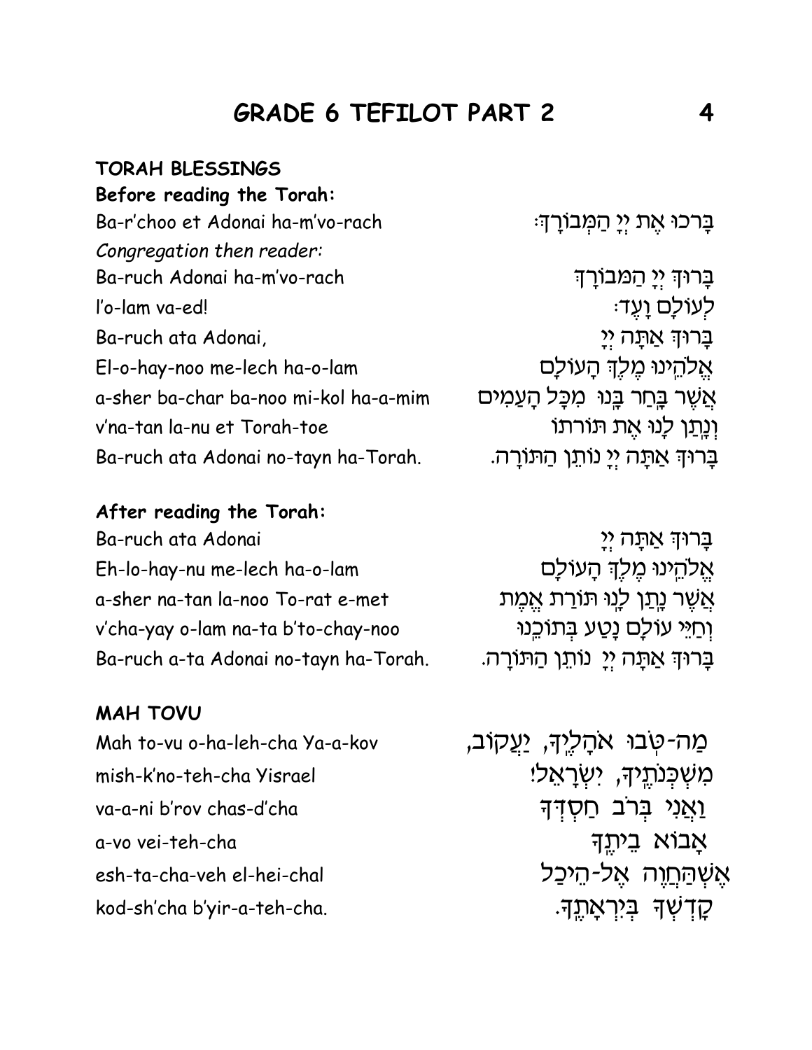# GRADE 6 TEFILOT PART 2

## TORAH BLESSINGS

**Before reading the Torah:**

| | |
|---|---|
| Ba-r'choo et Adonai ha-m'vo-rach | בָּרְכוּ אֶת יְיָ הַמְבוֹרָךְ׃ |
| *Congregation then reader:* | |
| Ba-ruch Adonai ha-m'vo-rach | בָּרוּךְ יְיָ הַמְבוֹרָךְ |
| l'o-lam va-ed! | לְעוֹלָם וָעֶד׃ |
| Ba-ruch ata Adonai, | בָּרוּךְ אַתָּה יְיָ |
| El-o-hay-noo me-lech ha-o-lam | אֱלֹהֵינוּ מֶלֶךְ הָעוֹלָם |
| a-sher ba-char ba-noo mi-kol ha-a-mim | אֲשֶׁר בָּחַר בָּנוּ מִכָּל הָעַמִּים |
| v'na-tan la-nu et Torah-toe | וְנָתַן לָנוּ אֶת תּוֹרָתוֹ |
| Ba-ruch ata Adonai no-tayn ha-Torah. | בָּרוּךְ אַתָּה יְיָ נוֹתֵן הַתּוֹרָה. |

**After reading the Torah:**

| | |
|---|---|
| Ba-ruch ata Adonai | בָּרוּךְ אַתָּה יְיָ |
| Eh-lo-hay-nu me-lech ha-o-lam | אֱלֹהֵינוּ מֶלֶךְ הָעוֹלָם |
| a-sher na-tan la-noo To-rat e-met | אֲשֶׁר נָתַן לָנוּ תּוֹרַת אֱמֶת |
| v'cha-yay o-lam na-ta b'to-chay-noo | וְחַיֵּי עוֹלָם נָטַע בְּתוֹכֵנוּ |
| Ba-ruch a-ta Adonai no-tayn ha-Torah. | בָּרוּךְ אַתָּה יְיָ נוֹתֵן הַתּוֹרָה. |

## MAH TOVU

| | |
|---|---|
| Mah to-vu o-ha-leh-cha Ya-a-kov | מַה-טֹּבוּ אֹהָלֶיךָ, יַעֲקֹב, |
| mish-k'no-teh-cha Yisrael | מִשְׁכְּנֹתֶיךָ, יִשְׂרָאֵל! |
| va-a-ni b'rov chas-d'cha | וַאֲנִי בְּרֹב חַסְדְּךָ |
| a-vo vei-teh-cha | אָבוֹא בֵיתֶךָ |
| esh-ta-cha-veh el-hei-chal | אֶשְׁתַּחֲוֶה אֶל-הֵיכַל |
| kod-sh'cha b'yir-a-teh-cha. | קָדְשְׁךָ בְּיִרְאָתֶךָ. |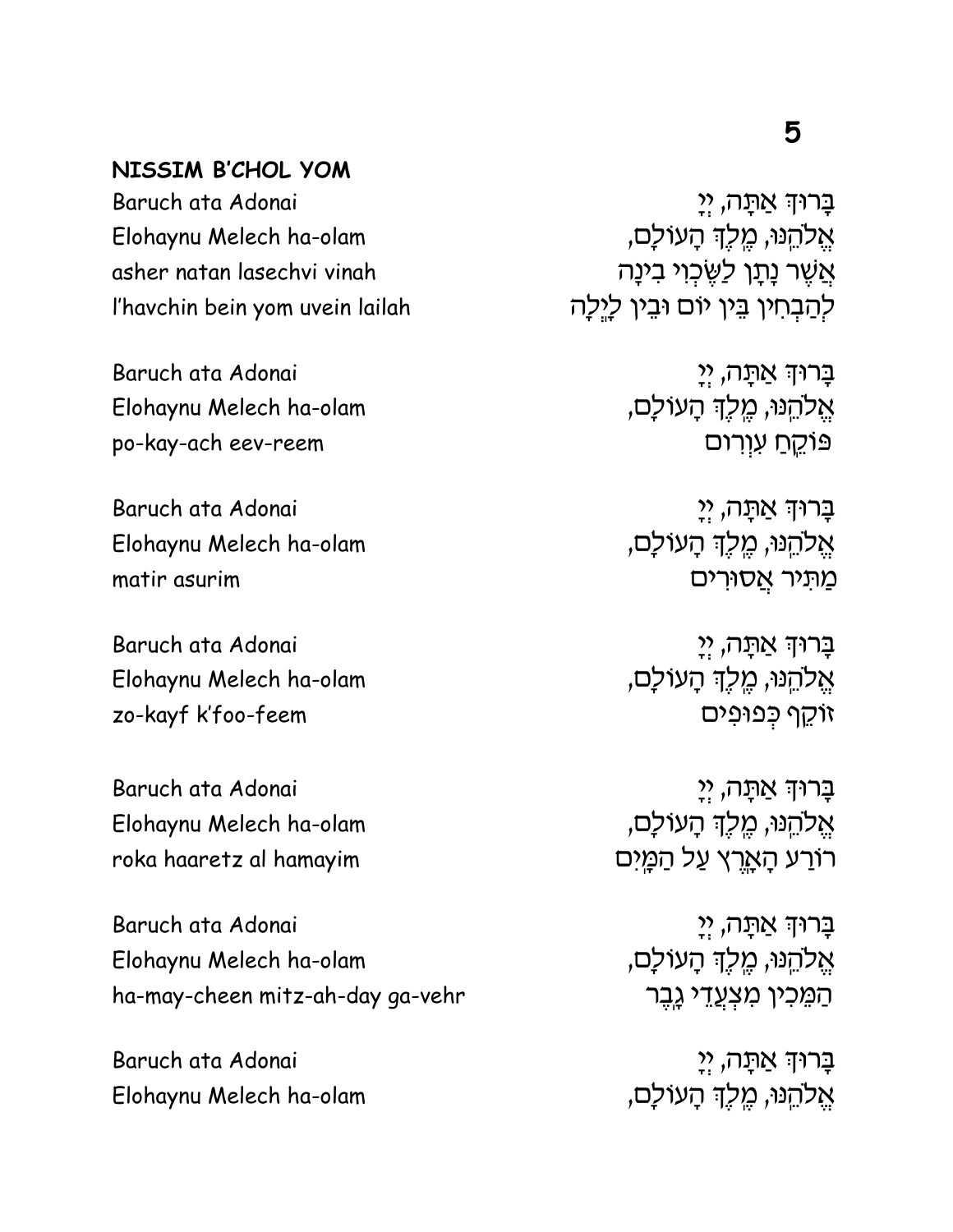## NISSIM B'CHOL YOM

| | |
|---|---|
| Baruch ata Adonai | בָּרוּךְ אַתָּה, יְיָ |
| Elohaynu Melech ha-olam | אֱלֹהֵינוּ, מֶלֶךְ הָעוֹלָם, |
| asher natan lasechvi vinah | אֲשֶׁר נָתַן לַשֶּׂכְוִי בִינָה |
| l'havchin bein yom uvein lailah | לְהַבְחִין בֵּין יוֹם וּבֵין לָיְלָה |

| | |
|---|---|
| Baruch ata Adonai | בָּרוּךְ אַתָּה, יְיָ |
| Elohaynu Melech ha-olam | אֱלֹהֵינוּ, מֶלֶךְ הָעוֹלָם, |
| po-kay-ach eev-reem | פּוֹקֵחַ עִוְרִים |

| | |
|---|---|
| Baruch ata Adonai | בָּרוּךְ אַתָּה, יְיָ |
| Elohaynu Melech ha-olam | אֱלֹהֵינוּ, מֶלֶךְ הָעוֹלָם, |
| matir asurim | מַתִּיר אֲסוּרִים |

| | |
|---|---|
| Baruch ata Adonai | בָּרוּךְ אַתָּה, יְיָ |
| Elohaynu Melech ha-olam | אֱלֹהֵינוּ, מֶלֶךְ הָעוֹלָם, |
| zo-kayf k'foo-feem | זוֹקֵף כְּפוּפִים |

| | |
|---|---|
| Baruch ata Adonai | בָּרוּךְ אַתָּה, יְיָ |
| Elohaynu Melech ha-olam | אֱלֹהֵינוּ, מֶלֶךְ הָעוֹלָם, |
| roka haaretz al hamayim | רוֹקַע הָאָרֶץ עַל הַמָּיִם |

| | |
|---|---|
| Baruch ata Adonai | בָּרוּךְ אַתָּה, יְיָ |
| Elohaynu Melech ha-olam | אֱלֹהֵינוּ, מֶלֶךְ הָעוֹלָם, |
| ha-may-cheen mitz-ah-day ga-vehr | הַמֵּכִין מִצְעֲדֵי גָבֶר |

| | |
|---|---|
| Baruch ata Adonai | בָּרוּךְ אַתָּה, יְיָ |
| Elohaynu Melech ha-olam | אֱלֹהֵינוּ, מֶלֶךְ הָעוֹלָם, |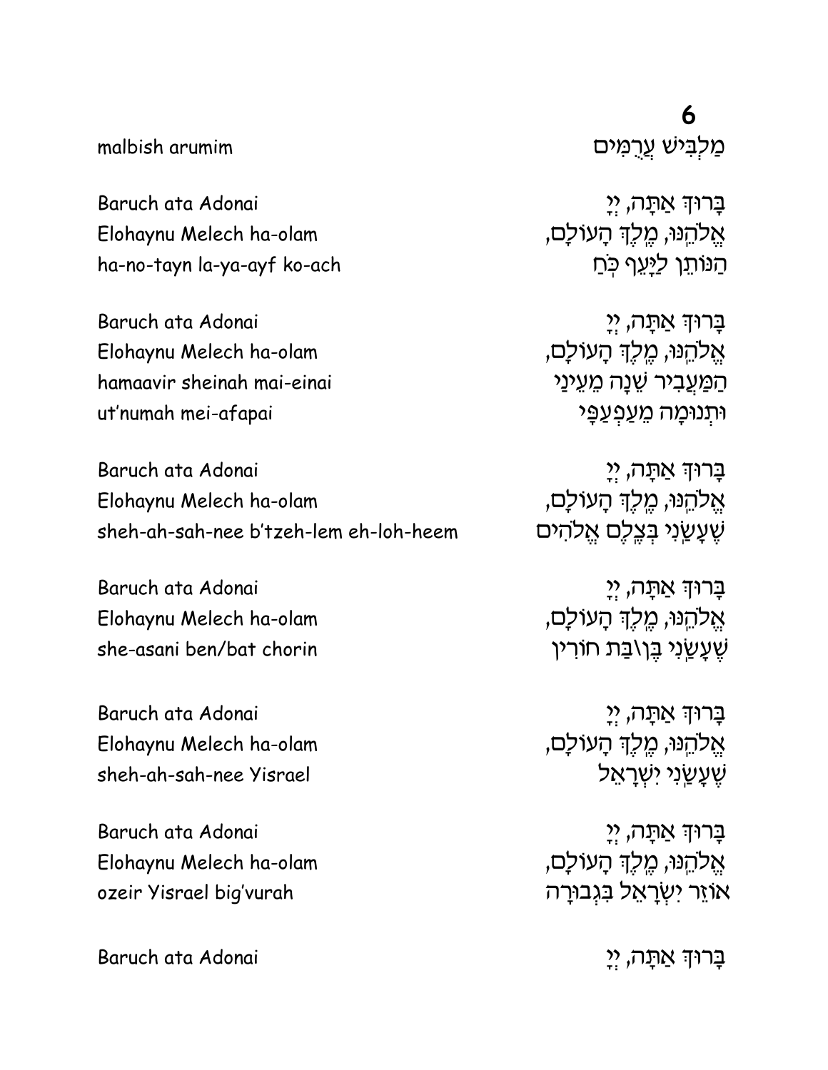**6**

malbish arumim — מַלְבִּישׁ עֲרֻמִּים

Baruch ata Adonai
Elohaynu Melech ha-olam
ha-no-tayn la-ya-ayf ko-ach

בָּרוּךְ אַתָּה, יְיָ
אֱלֹהֵינוּ, מֶלֶךְ הָעוֹלָם,
הַנּוֹתֵן לַיָּעֵף כֹּחַ

Baruch ata Adonai
Elohaynu Melech ha-olam
hamaavir sheinah mai-einai
ut'numah mei-afapai

בָּרוּךְ אַתָּה, יְיָ
אֱלֹהֵינוּ, מֶלֶךְ הָעוֹלָם,
הַמַּעֲבִיר שֵׁנָה מֵעֵינַי
וּתְנוּמָה מֵעַפְעַפָּי

Baruch ata Adonai
Elohaynu Melech ha-olam
sheh-ah-sah-nee b'tzeh-lem eh-loh-heem

בָּרוּךְ אַתָּה, יְיָ
אֱלֹהֵינוּ, מֶלֶךְ הָעוֹלָם,
שֶׁעָשַׂנִי בְּצֶלֶם אֱלֹהִים

Baruch ata Adonai
Elohaynu Melech ha-olam
she-asani ben/bat chorin

בָּרוּךְ אַתָּה, יְיָ
אֱלֹהֵינוּ, מֶלֶךְ הָעוֹלָם,
שֶׁעָשַׂנִי בֶּן\בַּת חוֹרִין

Baruch ata Adonai
Elohaynu Melech ha-olam
sheh-ah-sah-nee Yisrael

בָּרוּךְ אַתָּה, יְיָ
אֱלֹהֵינוּ, מֶלֶךְ הָעוֹלָם,
שֶׁעָשַׂנִי יִשְׂרָאֵל

Baruch ata Adonai
Elohaynu Melech ha-olam
ozeir Yisrael big'vurah

בָּרוּךְ אַתָּה, יְיָ
אֱלֹהֵינוּ, מֶלֶךְ הָעוֹלָם,
אוֹזֵר יִשְׂרָאֵל בִּגְבוּרָה

Baruch ata Adonai

בָּרוּךְ אַתָּה, יְיָ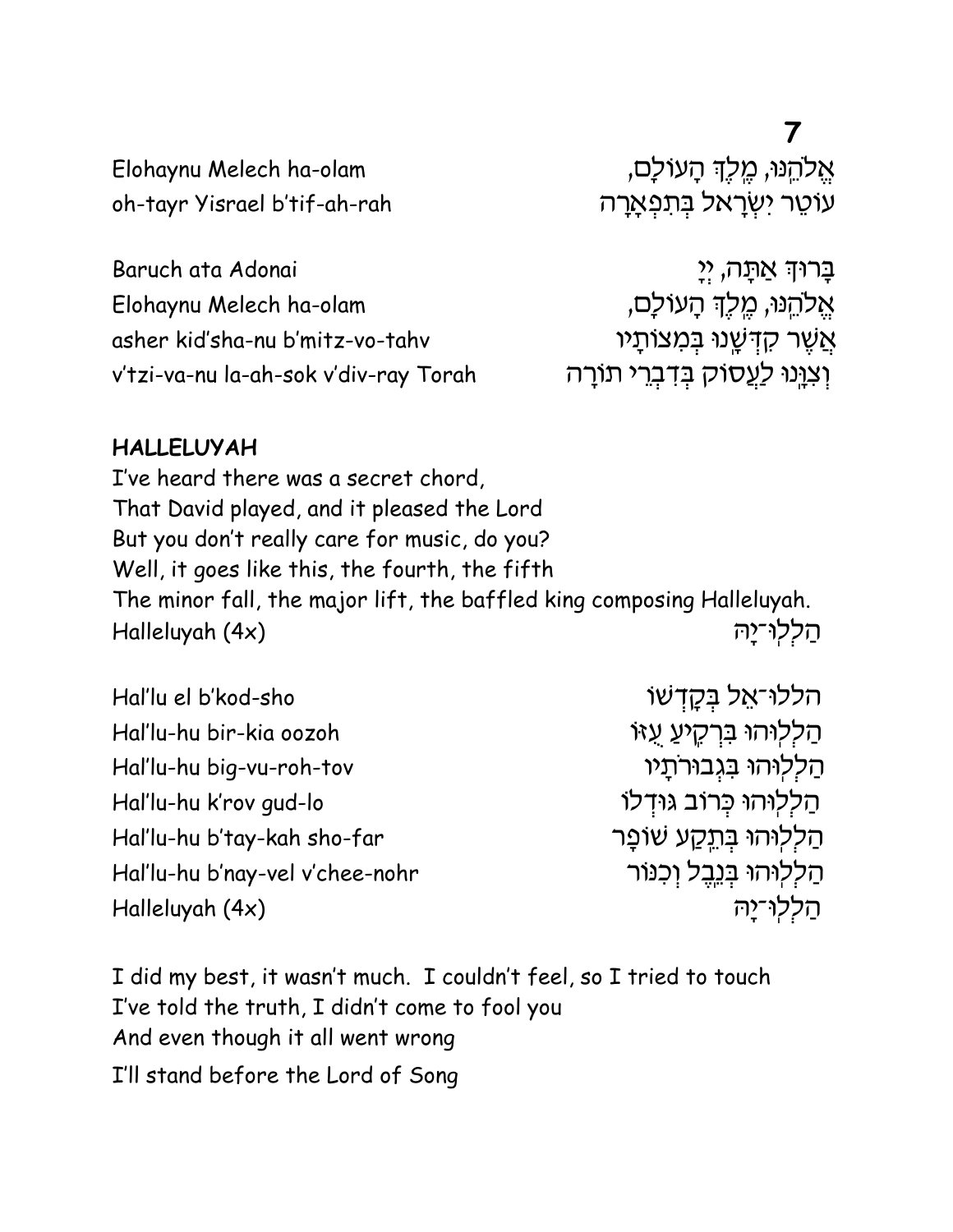Elohaynu Melech ha-olam　　אֱלֹהֵינוּ, מֶלֶךְ הָעוֹלָם,
oh-tayr Yisrael b'tif-ah-rah　　עוֹטֵר יִשְׂרָאֵל בְּתִפְאָרָה

Baruch ata Adonai　　בָּרוּךְ אַתָּה, יְיָ
Elohaynu Melech ha-olam　　אֱלֹהֵינוּ, מֶלֶךְ הָעוֹלָם,
asher kid'sha-nu b'mitz-vo-tahv　　אֲשֶׁר קִדְּשָׁנוּ בְּמִצְוֹתָיו
v'tzi-va-nu la-ah-sok v'div-ray Torah　　וְצִוָּנוּ לַעֲסוֹק בְּדִבְרֵי תוֹרָה

**HALLELUYAH**

I've heard there was a secret chord,
That David played, and it pleased the Lord
But you don't really care for music, do you?
Well, it goes like this, the fourth, the fifth
The minor fall, the major lift, the baffled king composing Halleluyah.
Halleluyah (4x)　　הַלְלוּ־יָהּ

Hal'lu el b'kod-sho　　הללוּ־אֵל בְּקָדְשׁוֹ
Hal'lu-hu bir-kia oozoh　　הַלְלוּהוּ בִּרְקִיעַ עֻזּוֹ
Hal'lu-hu big-vu-roh-tov　　הַלְלוּהוּ בִּגְבוּרֹתָיו
Hal'lu-hu k'rov gud-lo　　הַלְלוּהוּ כְּרוֹב גּוּדְלוֹ
Hal'lu-hu b'tay-kah sho-far　　הַלְלוּהוּ בְּתֵקַע שׁוֹפָר
Hal'lu-hu b'nay-vel v'chee-nohr　　הַלְלוּהוּ בְּנֵבֶל וְכִנּוֹר
Halleluyah (4x)　　הַלְלוּ־יָהּ

I did my best, it wasn't much. I couldn't feel, so I tried to touch
I've told the truth, I didn't come to fool you
And even though it all went wrong
I'll stand before the Lord of Song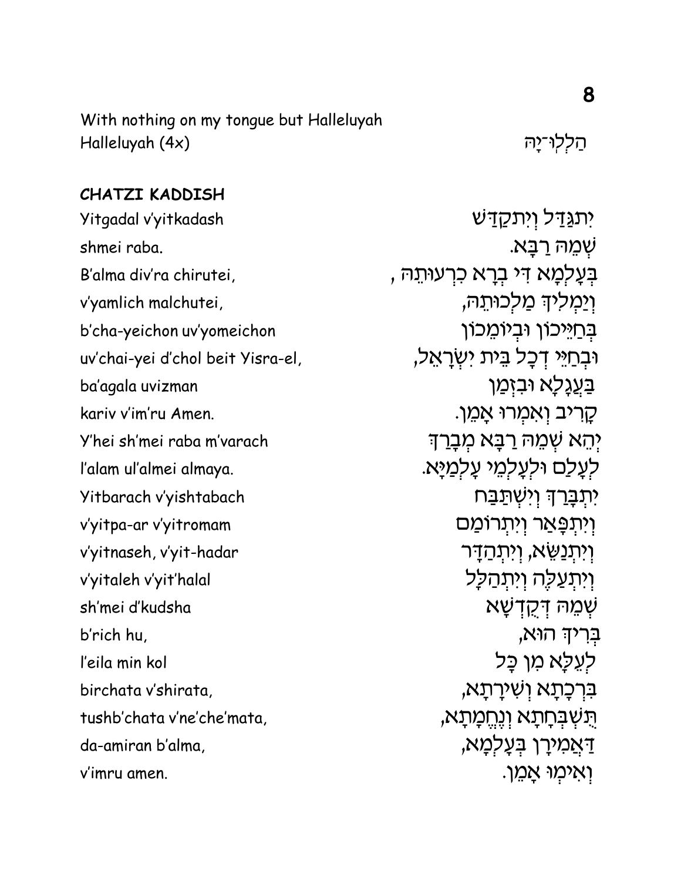With nothing on my tongue but Halleluyah
Halleluyah (4x) הַלְלוּ־יָהּ

**CHATZI KADDISH**

| | |
|---|---|
| Yitgadal v'yitkadash | יִתגַּדַּל וְיִתקַדַּשׁ |
| shmei raba. | שְׁמֵהּ רַבָּא. |
| B'alma div'ra chirutei, | בְּעָלְמָא דִּי בְרָא כִרְעוּתֵהּ , |
| v'yamlich malchutei, | וְיַמְלִיךְ מַלְכוּתֵהּ, |
| b'cha-yeichon uv'yomeichon | בְּחַיֵּיכוֹן וּבְיוֹמֵיכוֹן |
| uv'chai-yei d'chol beit Yisra-el, | וּבְחַיֵּי דְכָל בֵּית יִשְׂרָאֵל, |
| ba'agala uvizman | בַּעֲגָלָא וּבִזְמַן |
| kariv v'im'ru Amen. | קָרִיב וְאִמְרוּ אָמֵן. |
| Y'hei sh'mei raba m'varach | יְהֵא שְׁמֵהּ רַבָּא מְבָרַךְ |
| l'alam ul'almei almaya. | לְעָלַם וּלְעָלְמֵי עָלְמַיָּא. |
| Yitbarach v'yishtabach | יִתְבָּרַךְ וְיִשְׁתַּבַּח |
| v'yitpa-ar v'yitromam | וְיִתְפָּאַר וְיִתְרוֹמַם |
| v'yitnaseh, v'yit-hadar | וְיִתְנַשֵּׂא, וְיִתְהַדָּר |
| v'yitaleh v'yit'halal | וְיִתְעַלֶּה וְיִתְהַלָּל |
| sh'mei d'kudsha | שְׁמֵהּ דְּקֻדְשָׁא |
| b'rich hu, | בְּרִיךְ הוּא, |
| l'eila min kol | לְעֵלָּא מִן כָּל |
| birchata v'shirata, | בִּרְכָתָא וְשִׁירָתָא, |
| tushb'chata v'ne'che'mata, | תֻּשְׁבְּחָתָא וְנֶחֱמָתָא, |
| da-amiran b'alma, | דַּאֲמִירָן בְּעָלְמָא, |
| v'imru amen. | וְאִימְרוּ אָמֵן. |